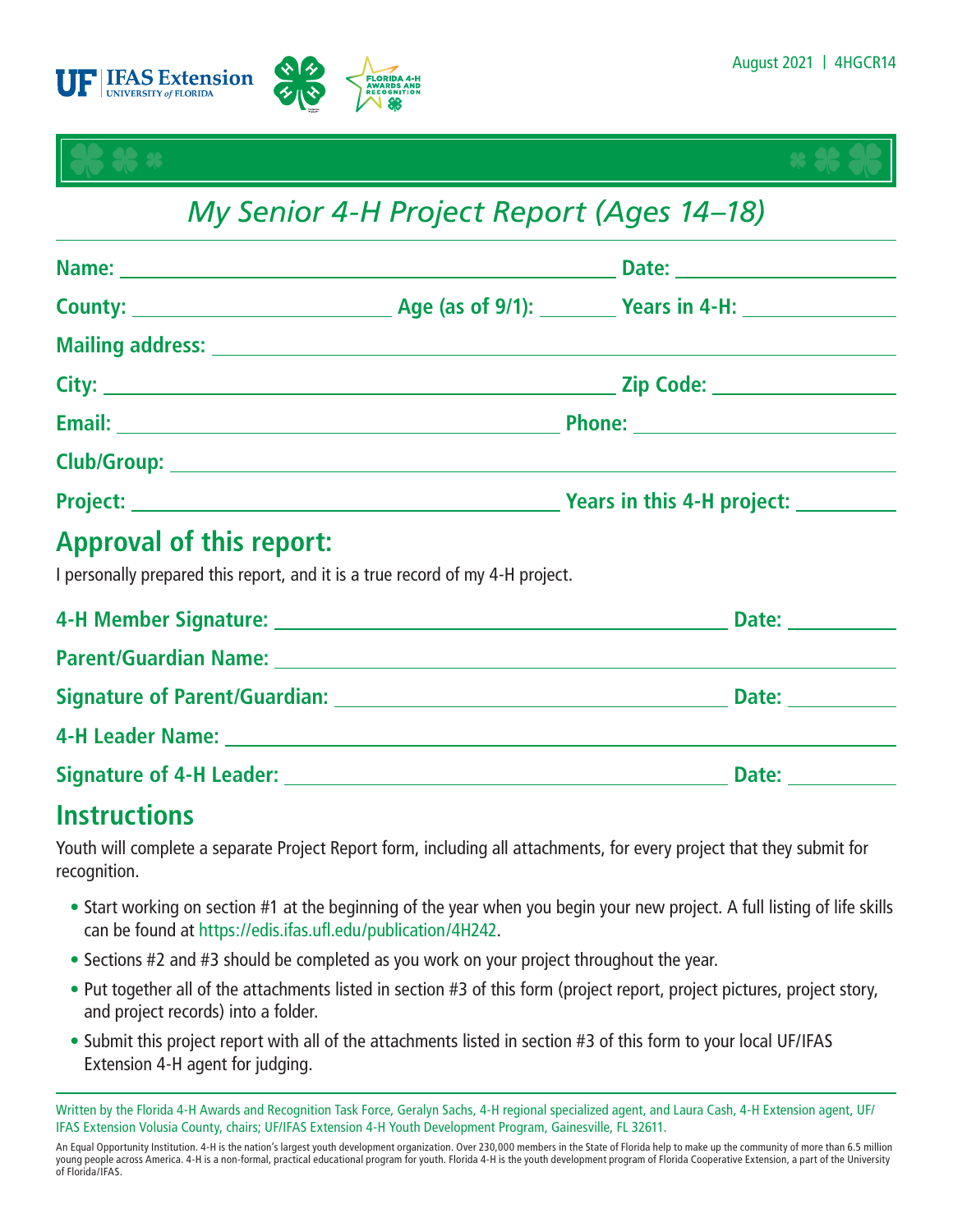August 2021 | 4HGCR14

# My Senior 4-H Project Report (Ages 14–18)

**Name:** ______________________________ **Date:** ______________

**County:** ______________ **Age (as of 9/1):** ______ **Years in 4-H:** ________

**Mailing address:** ______________________________________________

**City:** ______________________________ **Zip Code:** ____________

**Email:** ____________________________ **Phone:** ________________

**Club/Group:** ___________________________________________________

**Project:** ____________________________ **Years in this 4-H project:** ______

## Approval of this report:

I personally prepared this report, and it is a true record of my 4-H project.

**4-H Member Signature:** ______________________________ **Date:** ________

**Parent/Guardian Name:** ______________________________________

**Signature of Parent/Guardian:** __________________________ **Date:** ________

**4-H Leader Name:** __________________________________________

**Signature of 4-H Leader:** ______________________________ **Date:** ________

## Instructions

Youth will complete a separate Project Report form, including all attachments, for every project that they submit for recognition.

- Start working on section #1 at the beginning of the year when you begin your new project. A full listing of life skills can be found at https://edis.ifas.ufl.edu/publication/4H242.
- Sections #2 and #3 should be completed as you work on your project throughout the year.
- Put together all of the attachments listed in section #3 of this form (project report, project pictures, project story, and project records) into a folder.
- Submit this project report with all of the attachments listed in section #3 of this form to your local UF/IFAS Extension 4-H agent for judging.

Written by the Florida 4-H Awards and Recognition Task Force, Geralyn Sachs, 4-H regional specialized agent, and Laura Cash, 4-H Extension agent, UF/IFAS Extension Volusia County, chairs; UF/IFAS Extension 4-H Youth Development Program, Gainesville, FL 32611.

An Equal Opportunity Institution. 4-H is the nation's largest youth development organization. Over 230,000 members in the State of Florida help to make up the community of more than 6.5 million young people across America. 4-H is a non-formal, practical educational program for youth. Florida 4-H is the youth development program of Florida Cooperative Extension, a part of the University of Florida/IFAS.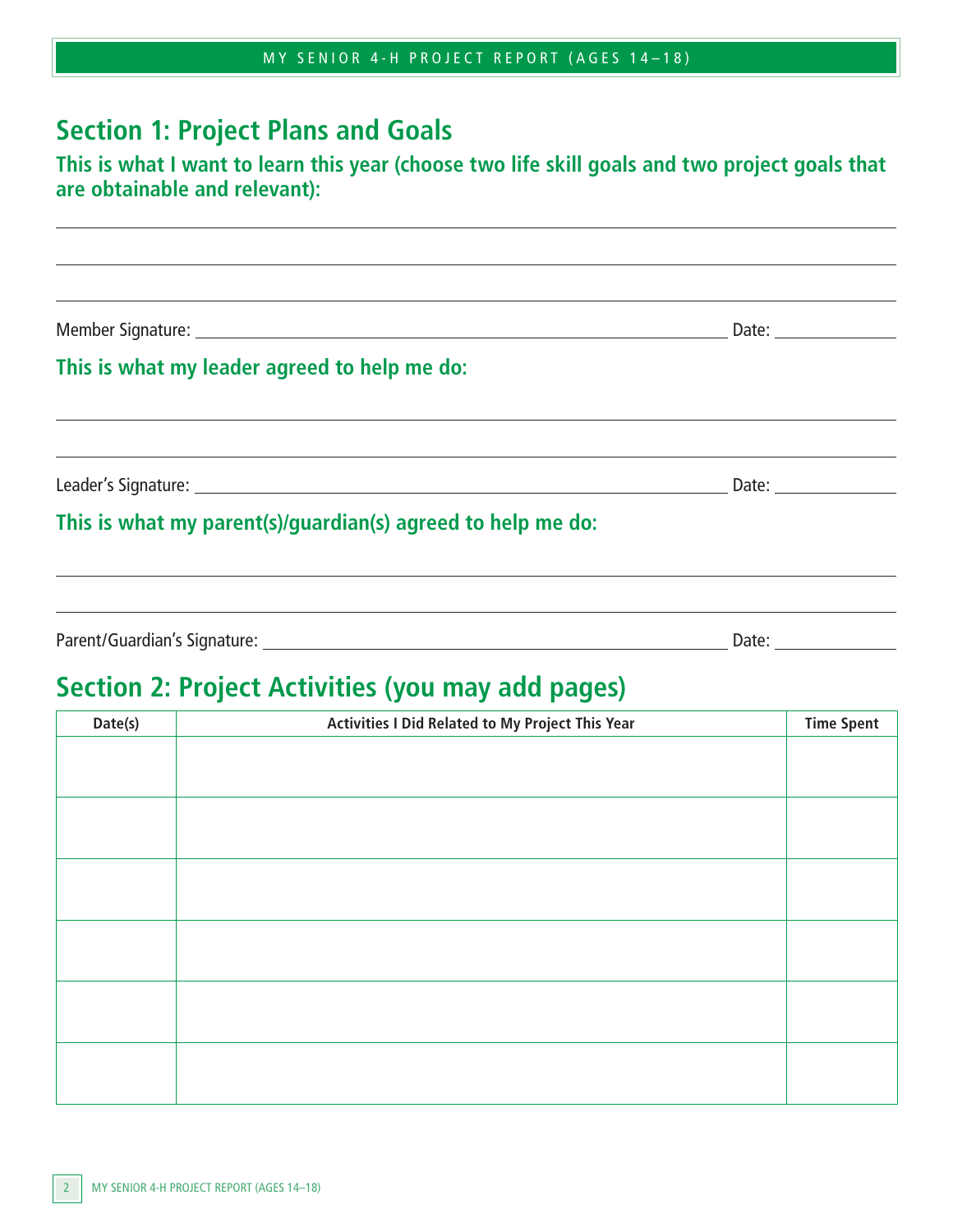## Section 1: Project Plans and Goals

**This is what I want to learn this year (choose two life skill goals and two project goals that are obtainable and relevant):**

\_\_\_\_\_\_\_\_\_\_\_\_\_\_\_\_\_\_\_\_\_\_\_\_\_\_\_\_\_\_\_\_\_\_\_\_\_\_\_\_\_\_\_\_\_\_\_\_\_\_\_\_\_\_\_\_\_\_\_\_\_\_\_\_\_\_\_\_\_\_\_\_\_\_\_\_\_\_

\_\_\_\_\_\_\_\_\_\_\_\_\_\_\_\_\_\_\_\_\_\_\_\_\_\_\_\_\_\_\_\_\_\_\_\_\_\_\_\_\_\_\_\_\_\_\_\_\_\_\_\_\_\_\_\_\_\_\_\_\_\_\_\_\_\_\_\_\_\_\_\_\_\_\_\_\_\_

\_\_\_\_\_\_\_\_\_\_\_\_\_\_\_\_\_\_\_\_\_\_\_\_\_\_\_\_\_\_\_\_\_\_\_\_\_\_\_\_\_\_\_\_\_\_\_\_\_\_\_\_\_\_\_\_\_\_\_\_\_\_\_\_\_\_\_\_\_\_\_\_\_\_\_\_\_\_

Member Signature: \_\_\_\_\_\_\_\_\_\_\_\_\_\_\_\_\_\_\_\_\_\_\_\_\_\_\_\_\_\_\_\_\_\_\_\_\_\_\_\_\_\_\_\_ Date: \_\_\_\_\_\_\_\_\_\_

**This is what my leader agreed to help me do:**

\_\_\_\_\_\_\_\_\_\_\_\_\_\_\_\_\_\_\_\_\_\_\_\_\_\_\_\_\_\_\_\_\_\_\_\_\_\_\_\_\_\_\_\_\_\_\_\_\_\_\_\_\_\_\_\_\_\_\_\_\_\_\_\_\_\_\_\_\_\_\_\_\_\_\_\_\_\_

\_\_\_\_\_\_\_\_\_\_\_\_\_\_\_\_\_\_\_\_\_\_\_\_\_\_\_\_\_\_\_\_\_\_\_\_\_\_\_\_\_\_\_\_\_\_\_\_\_\_\_\_\_\_\_\_\_\_\_\_\_\_\_\_\_\_\_\_\_\_\_\_\_\_\_\_\_\_

Leader's Signature: \_\_\_\_\_\_\_\_\_\_\_\_\_\_\_\_\_\_\_\_\_\_\_\_\_\_\_\_\_\_\_\_\_\_\_\_\_\_\_\_\_\_\_\_ Date: \_\_\_\_\_\_\_\_\_\_

**This is what my parent(s)/guardian(s) agreed to help me do:**

\_\_\_\_\_\_\_\_\_\_\_\_\_\_\_\_\_\_\_\_\_\_\_\_\_\_\_\_\_\_\_\_\_\_\_\_\_\_\_\_\_\_\_\_\_\_\_\_\_\_\_\_\_\_\_\_\_\_\_\_\_\_\_\_\_\_\_\_\_\_\_\_\_\_\_\_\_\_

\_\_\_\_\_\_\_\_\_\_\_\_\_\_\_\_\_\_\_\_\_\_\_\_\_\_\_\_\_\_\_\_\_\_\_\_\_\_\_\_\_\_\_\_\_\_\_\_\_\_\_\_\_\_\_\_\_\_\_\_\_\_\_\_\_\_\_\_\_\_\_\_\_\_\_\_\_\_

Parent/Guardian's Signature: \_\_\_\_\_\_\_\_\_\_\_\_\_\_\_\_\_\_\_\_\_\_\_\_\_\_\_\_\_\_\_\_\_\_\_\_\_\_ Date: \_\_\_\_\_\_\_\_\_\_

## Section 2: Project Activities (you may add pages)

| Date(s) | Activities I Did Related to My Project This Year | Time Spent |
|---|---|---|
| | | |
| | | |
| | | |
| | | |
| | | |
| | | |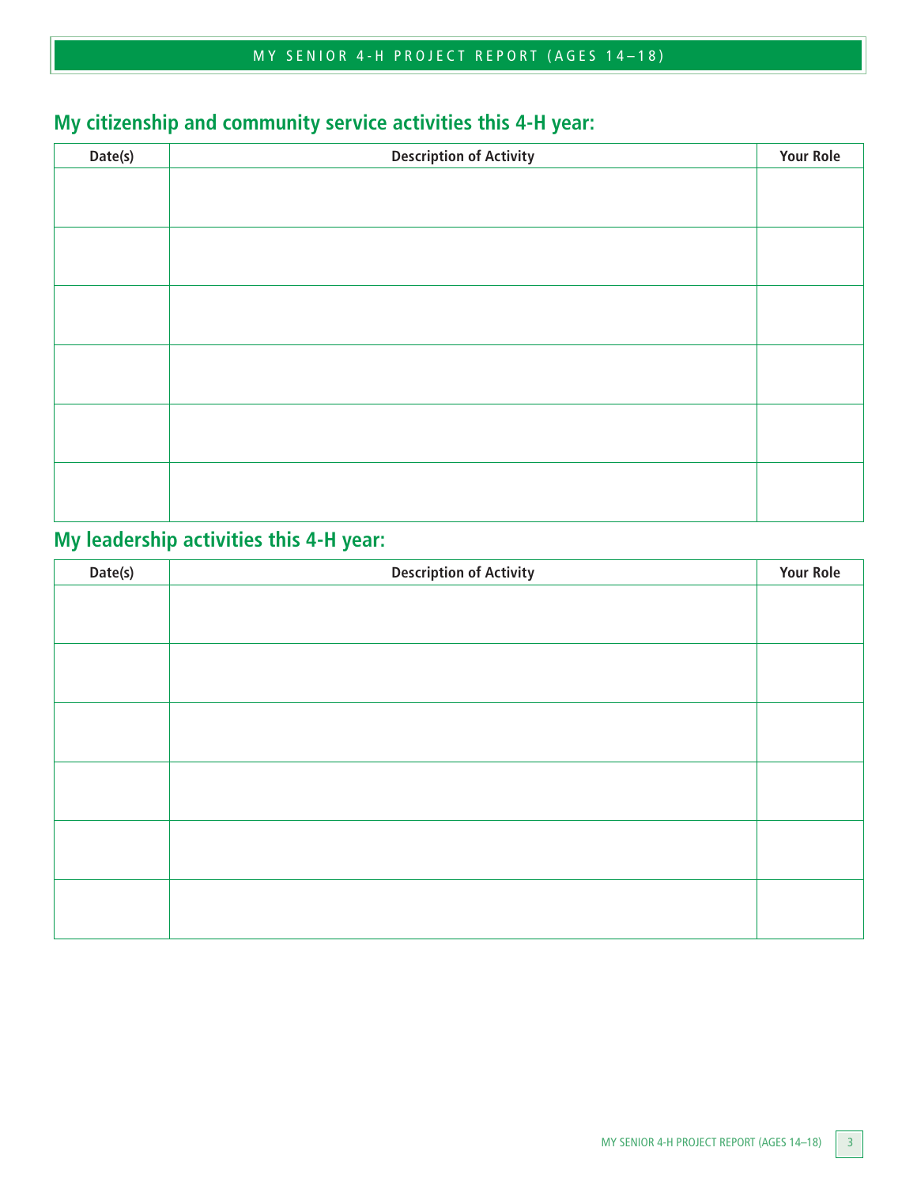## My citizenship and community service activities this 4-H year:

| Date(s) | Description of Activity | Your Role |
|---|---|---|
| | | |
| | | |
| | | |
| | | |
| | | |
| | | |

## My leadership activities this 4-H year:

| Date(s) | Description of Activity | Your Role |
|---|---|---|
| | | |
| | | |
| | | |
| | | |
| | | |
| | | |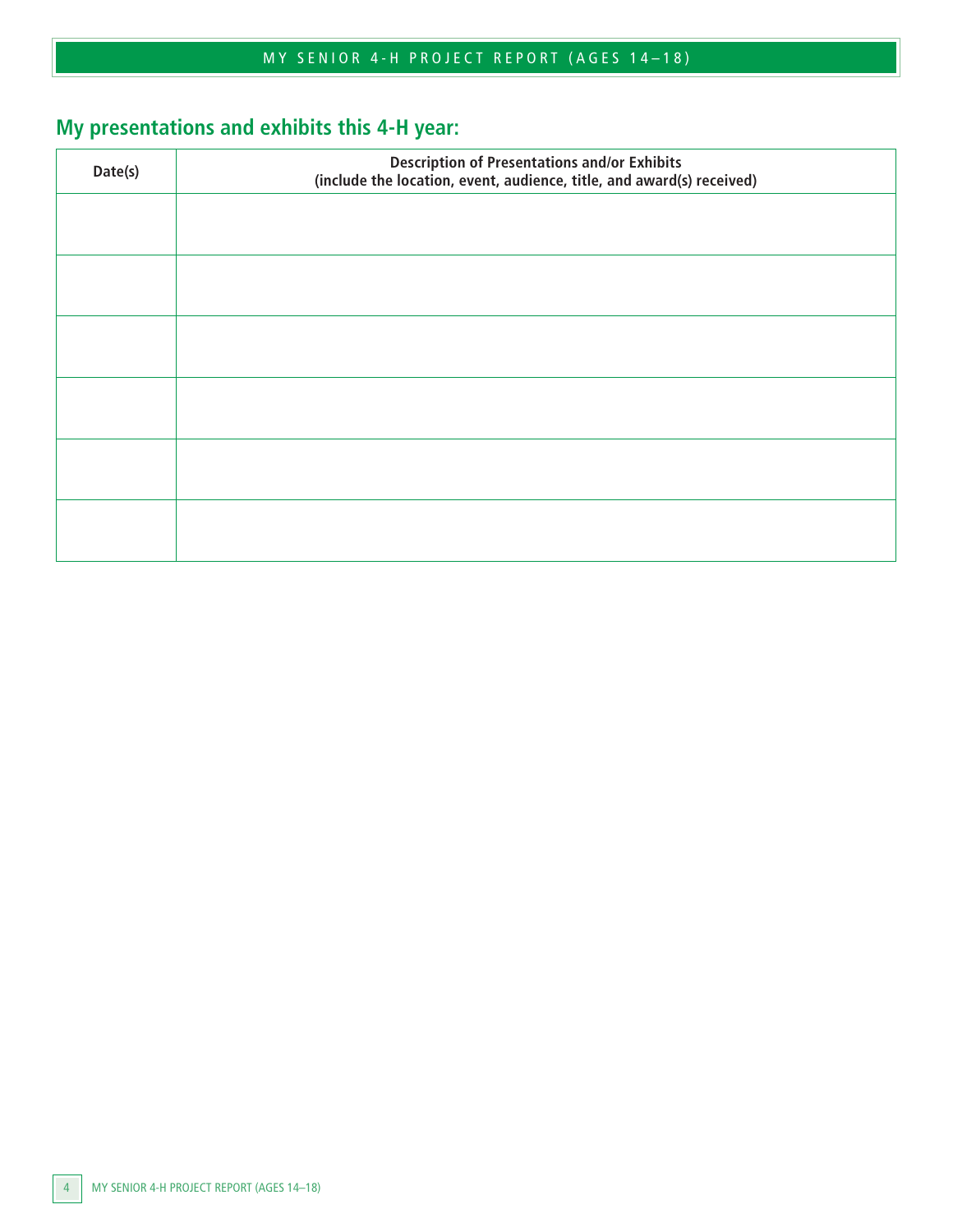## My presentations and exhibits this 4-H year:

| Date(s) | Description of Presentations and/or Exhibits (include the location, event, audience, title, and award(s) received) |
|---|---|
| | |
| | |
| | |
| | |
| | |
| | |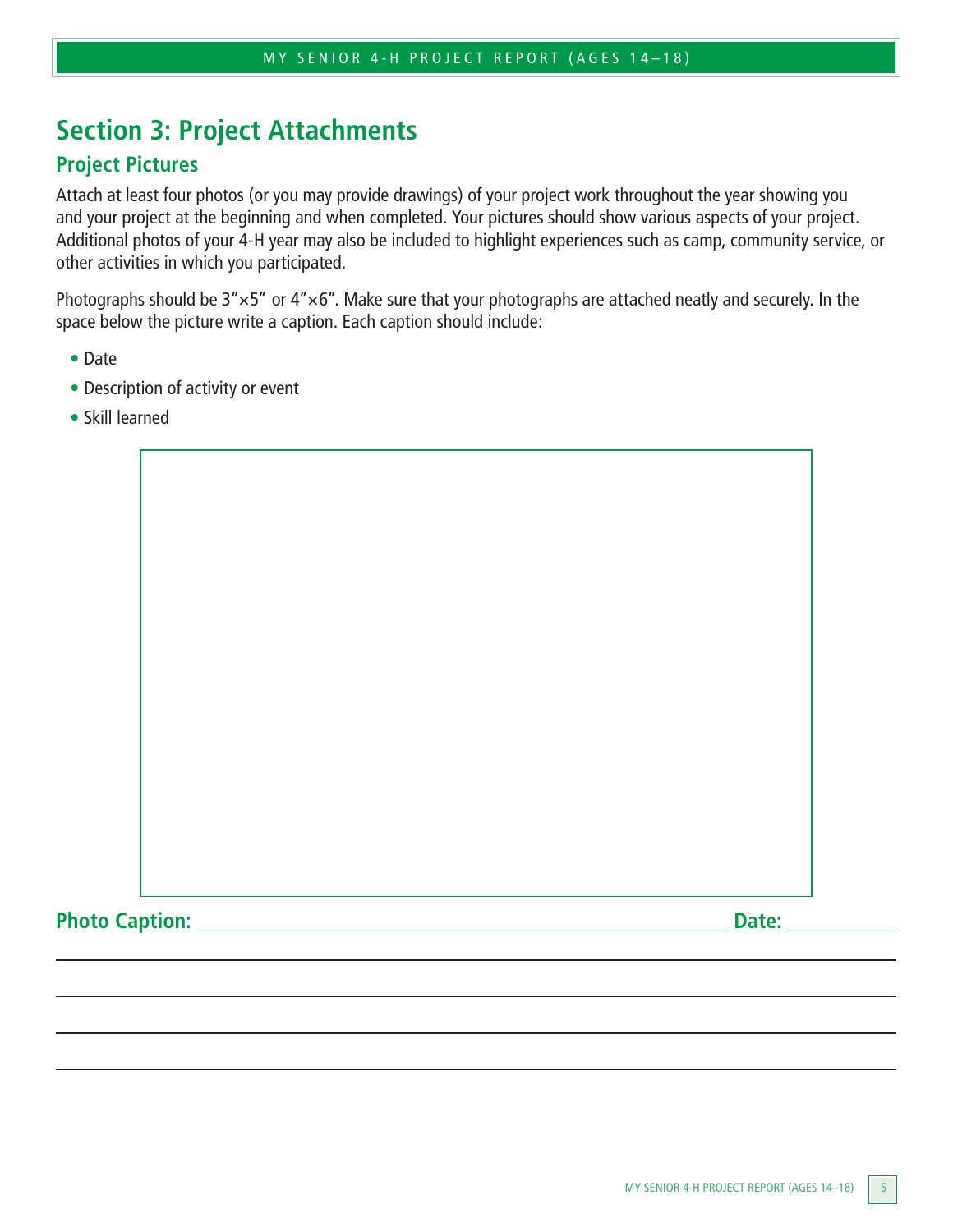# Section 3: Project Attachments

## Project Pictures

Attach at least four photos (or you may provide drawings) of your project work throughout the year showing you and your project at the beginning and when completed. Your pictures should show various aspects of your project. Additional photos of your 4-H year may also be included to highlight experiences such as camp, community service, or other activities in which you participated.

Photographs should be 3″×5″ or 4″×6″. Make sure that your photographs are attached neatly and securely. In the space below the picture write a caption. Each caption should include:

- Date
- Description of activity or event
- Skill learned

**Photo Caption:** ______________________________ **Date:** __________

______________________________________________________________

______________________________________________________________

______________________________________________________________

______________________________________________________________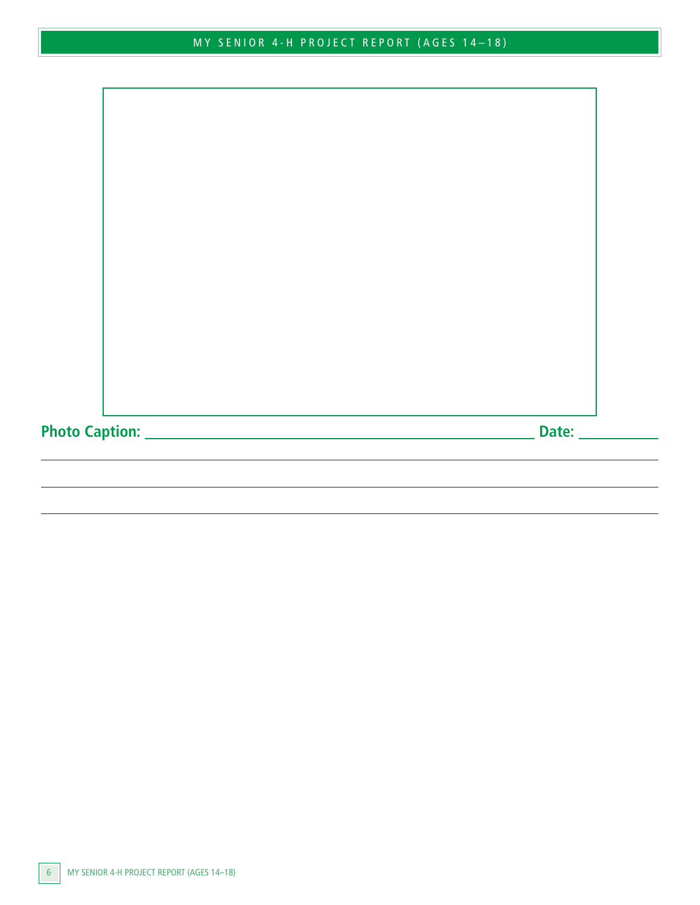**Photo Caption:** ______________________________________________ **Date:** __________

_____________________________________________________________________________

_____________________________________________________________________________

_____________________________________________________________________________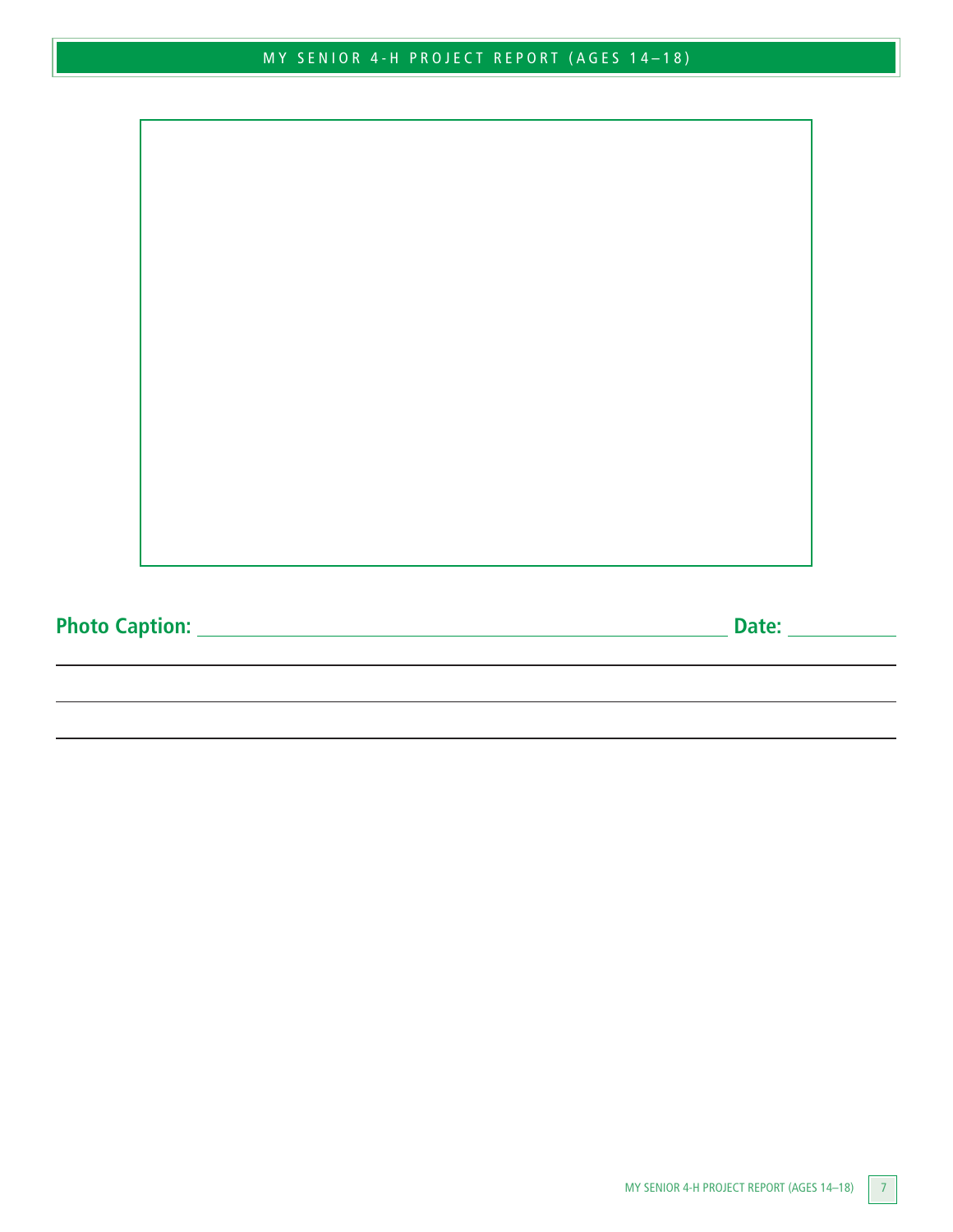**Photo Caption:** ______________________________________________ **Date:** __________

_______________________________________________________________________

_______________________________________________________________________

_______________________________________________________________________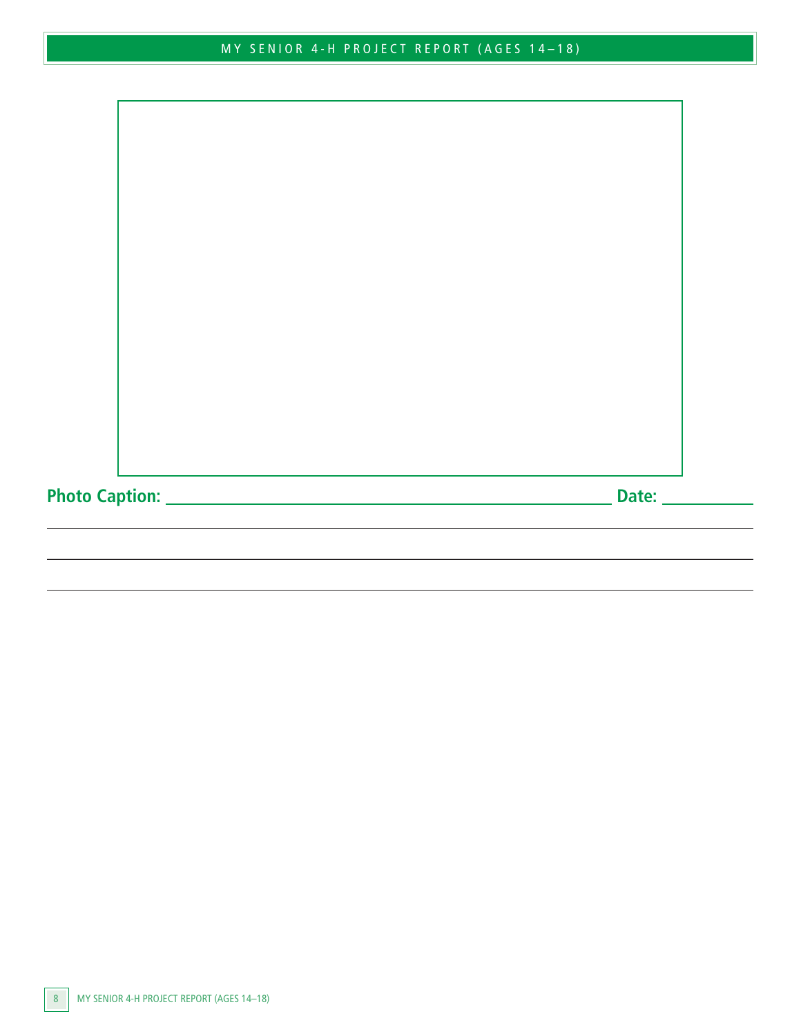**Photo Caption:** \_\_\_\_\_\_\_\_\_\_\_\_\_\_\_\_\_\_\_\_\_\_\_\_\_\_\_\_\_\_\_\_\_\_\_\_\_\_\_\_\_\_\_\_\_\_\_\_\_\_ **Date:** \_\_\_\_\_\_\_\_\_\_

\_\_\_\_\_\_\_\_\_\_\_\_\_\_\_\_\_\_\_\_\_\_\_\_\_\_\_\_\_\_\_\_\_\_\_\_\_\_\_\_\_\_\_\_\_\_\_\_\_\_\_\_\_\_\_\_\_\_\_\_\_\_\_\_\_\_\_\_\_\_\_\_\_\_\_\_\_\_

\_\_\_\_\_\_\_\_\_\_\_\_\_\_\_\_\_\_\_\_\_\_\_\_\_\_\_\_\_\_\_\_\_\_\_\_\_\_\_\_\_\_\_\_\_\_\_\_\_\_\_\_\_\_\_\_\_\_\_\_\_\_\_\_\_\_\_\_\_\_\_\_\_\_\_\_\_\_

\_\_\_\_\_\_\_\_\_\_\_\_\_\_\_\_\_\_\_\_\_\_\_\_\_\_\_\_\_\_\_\_\_\_\_\_\_\_\_\_\_\_\_\_\_\_\_\_\_\_\_\_\_\_\_\_\_\_\_\_\_\_\_\_\_\_\_\_\_\_\_\_\_\_\_\_\_\_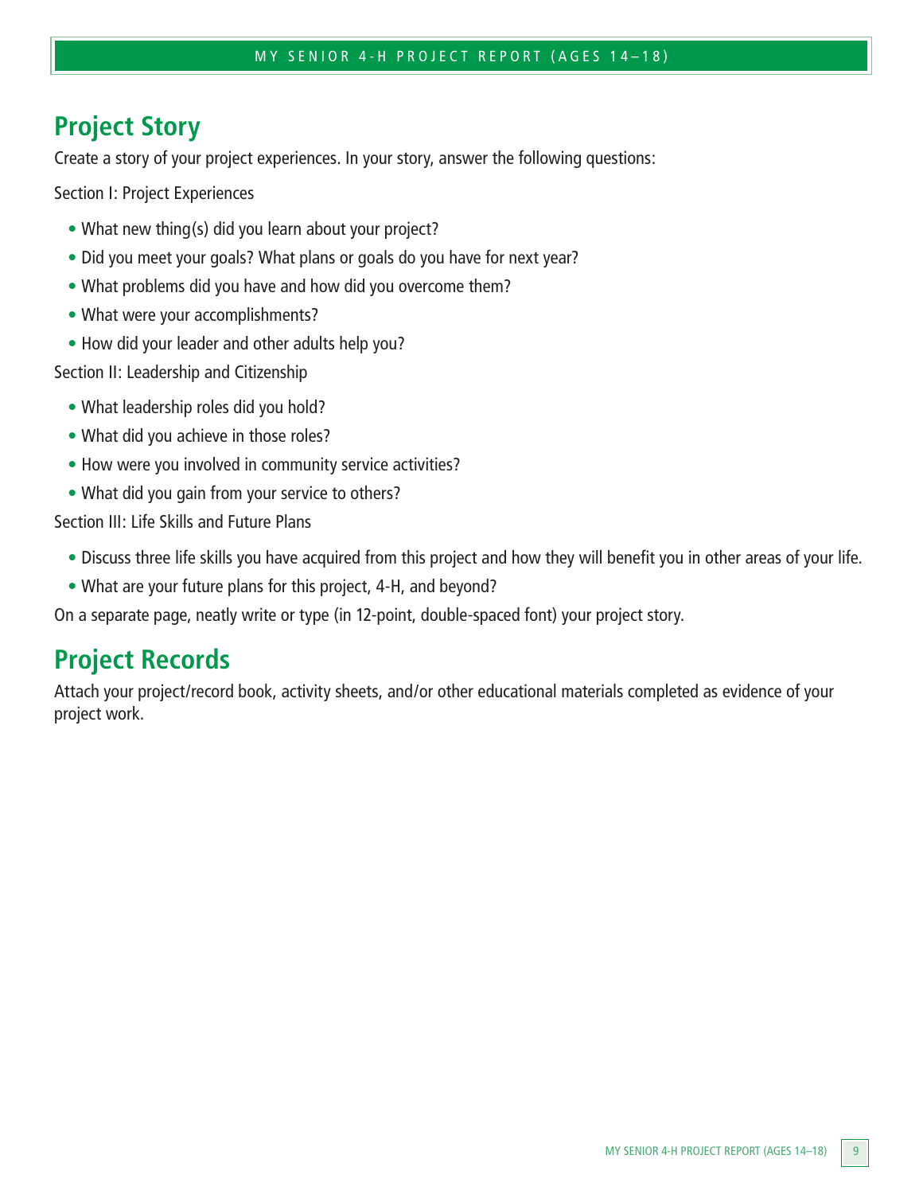## Project Story

Create a story of your project experiences. In your story, answer the following questions:

Section I: Project Experiences

- What new thing(s) did you learn about your project?
- Did you meet your goals? What plans or goals do you have for next year?
- What problems did you have and how did you overcome them?
- What were your accomplishments?
- How did your leader and other adults help you?

Section II: Leadership and Citizenship

- What leadership roles did you hold?
- What did you achieve in those roles?
- How were you involved in community service activities?
- What did you gain from your service to others?

Section III: Life Skills and Future Plans

- Discuss three life skills you have acquired from this project and how they will benefit you in other areas of your life.
- What are your future plans for this project, 4-H, and beyond?

On a separate page, neatly write or type (in 12-point, double-spaced font) your project story.

## Project Records

Attach your project/record book, activity sheets, and/or other educational materials completed as evidence of your project work.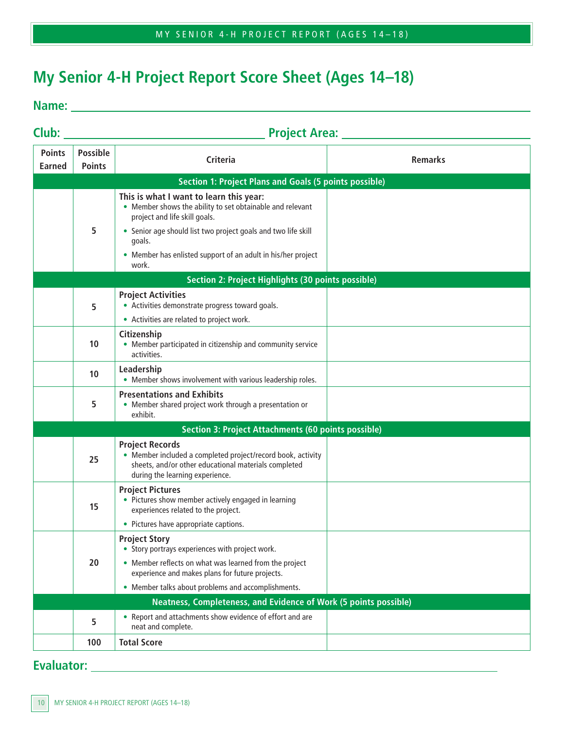# My Senior 4-H Project Report Score Sheet (Ages 14–18)

**Name:** ______________________________

**Club:** ______________________ **Project Area:** ______________________

| Points Earned | Possible Points | Criteria | Remarks |
|---|---|---|---|
| | | **Section 1: Project Plans and Goals (5 points possible)** | |
| | 5 | **This is what I want to learn this year:** <br>• Member shows the ability to set obtainable and relevant project and life skill goals. <br>• Senior age should list two project goals and two life skill goals. <br>• Member has enlisted support of an adult in his/her project work. | |
| | | **Section 2: Project Highlights (30 points possible)** | |
| | 5 | **Project Activities** <br>• Activities demonstrate progress toward goals. <br>• Activities are related to project work. | |
| | 10 | **Citizenship** <br>• Member participated in citizenship and community service activities. | |
| | 10 | **Leadership** <br>• Member shows involvement with various leadership roles. | |
| | 5 | **Presentations and Exhibits** <br>• Member shared project work through a presentation or exhibit. | |
| | | **Section 3: Project Attachments (60 points possible)** | |
| | 25 | **Project Records** <br>• Member included a completed project/record book, activity sheets, and/or other educational materials completed during the learning experience. | |
| | 15 | **Project Pictures** <br>• Pictures show member actively engaged in learning experiences related to the project. <br>• Pictures have appropriate captions. | |
| | 20 | **Project Story** <br>• Story portrays experiences with project work. <br>• Member reflects on what was learned from the project experience and makes plans for future projects. <br>• Member talks about problems and accomplishments. | |
| | | **Neatness, Completeness, and Evidence of Work (5 points possible)** | |
| | 5 | • Report and attachments show evidence of effort and are neat and complete. | |
| | 100 | **Total Score** | |

**Evaluator:** ______________________________